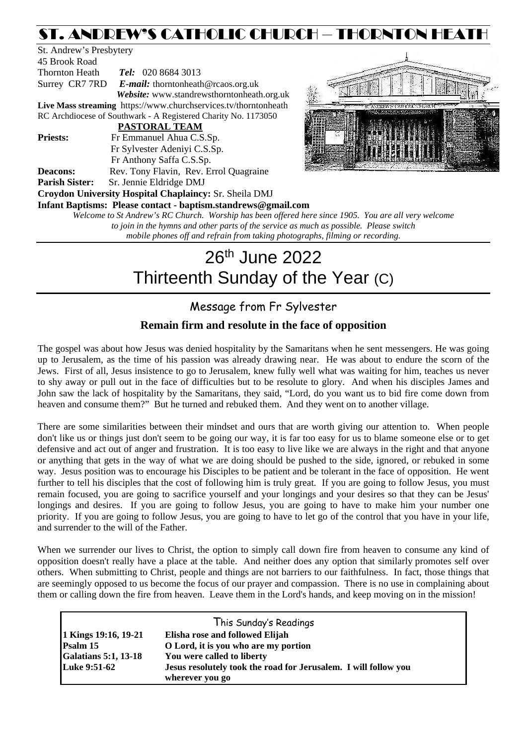# ST. ANDREW'S CATHOLIC CHURCH – THORNTON HEATH

St. Andrew's Presbytery
45 Brook Road
Thornton Heath *Tel:* 020 8684 3013
Surrey CR7 7RD *E-mail:* thorntonheath@rcaos.org.uk
*Website:* www.standrewsthorntonheath.org.uk
**Live Mass streaming** https://www.churchservices.tv/thorntonheath
RC Archdiocese of Southwark - A Registered Charity No. 1173050

**PASTORAL TEAM**

**Priests:** Fr Emmanuel Ahua C.S.Sp.
Fr Sylvester Adeniyi C.S.Sp.
Fr Anthony Saffa C.S.Sp.
**Deacons:** Rev. Tony Flavin, Rev. Errol Quagraine
**Parish Sister:** Sr. Jennie Eldridge DMJ
**Croydon University Hospital Chaplaincy:** Sr. Sheila DMJ
**Infant Baptisms: Please contact - baptism.standrews@gmail.com**

*Welcome to St Andrew's RC Church. Worship has been offered here since 1905. You are all very welcome to join in the hymns and other parts of the service as much as possible. Please switch mobile phones off and refrain from taking photographs, filming or recording.*

# 26th June 2022
# Thirteenth Sunday of the Year (C)

## Message from Fr Sylvester

### Remain firm and resolute in the face of opposition

The gospel was about how Jesus was denied hospitality by the Samaritans when he sent messengers. He was going up to Jerusalem, as the time of his passion was already drawing near. He was about to endure the scorn of the Jews. First of all, Jesus insistence to go to Jerusalem, knew fully well what was waiting for him, teaches us never to shy away or pull out in the face of difficulties but to be resolute to glory. And when his disciples James and John saw the lack of hospitality by the Samaritans, they said, "Lord, do you want us to bid fire come down from heaven and consume them?" But he turned and rebuked them. And they went on to another village.

There are some similarities between their mindset and ours that are worth giving our attention to. When people don't like us or things just don't seem to be going our way, it is far too easy for us to blame someone else or to get defensive and act out of anger and frustration. It is too easy to live like we are always in the right and that anyone or anything that gets in the way of what we are doing should be pushed to the side, ignored, or rebuked in some way. Jesus position was to encourage his Disciples to be patient and be tolerant in the face of opposition. He went further to tell his disciples that the cost of following him is truly great. If you are going to follow Jesus, you must remain focused, you are going to sacrifice yourself and your longings and your desires so that they can be Jesus' longings and desires. If you are going to follow Jesus, you are going to have to make him your number one priority. If you are going to follow Jesus, you are going to have to let go of the control that you have in your life, and surrender to the will of the Father.

When we surrender our lives to Christ, the option to simply call down fire from heaven to consume any kind of opposition doesn't really have a place at the table. And neither does any option that similarly promotes self over others. When submitting to Christ, people and things are not barriers to our faithfulness. In fact, those things that are seemingly opposed to us become the focus of our prayer and compassion. There is no use in complaining about them or calling down the fire from heaven. Leave them in the Lord's hands, and keep moving on in the mission!

| This Sunday's Readings | |
|---|---|
| **1 Kings 19:16, 19-21** | **Elisha rose and followed Elijah** |
| **Psalm 15** | **O Lord, it is you who are my portion** |
| **Galatians 5:1, 13-18** | **You were called to liberty** |
| **Luke 9:51-62** | **Jesus resolutely took the road for Jerusalem. I will follow you wherever you go** |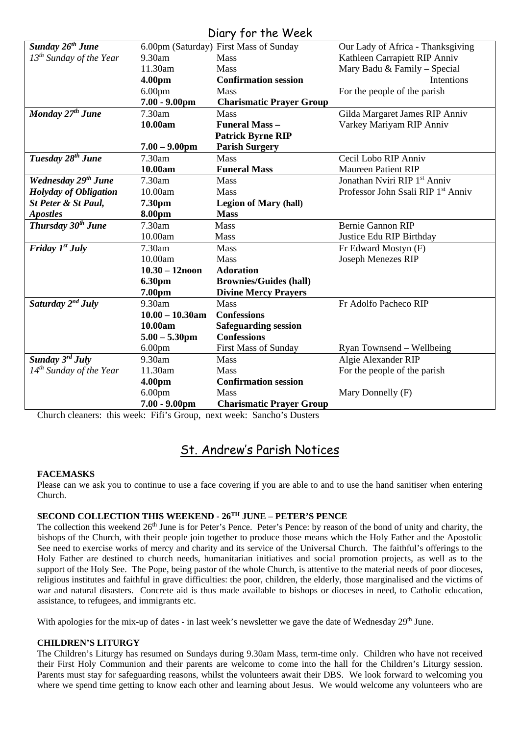# Diary for the Week

| | | | |
|---|---|---|---|
| ***Sunday 26th June*** | 6.00pm (Saturday) | First Mass of Sunday | Our Lady of Africa - Thanksgiving |
| *13th Sunday of the Year* | 9.30am | Mass | Kathleen Carrapiett RIP Anniv |
| | 11.30am | Mass | Mary Badu & Family – Special Intentions |
| | **4.00pm** | **Confirmation session** | |
| | 6.00pm | Mass | For the people of the parish |
| | **7.00 - 9.00pm** | **Charismatic Prayer Group** | |
| ***Monday 27th June*** | 7.30am | Mass | Gilda Margaret James RIP Anniv |
| | **10.00am** | **Funeral Mass – Patrick Byrne RIP** | Varkey Mariyam RIP Anniv |
| | **7.00 – 9.00pm** | **Parish Surgery** | |
| ***Tuesday 28th June*** | 7.30am | Mass | Cecil Lobo RIP Anniv |
| | **10.00am** | **Funeral Mass** | Maureen Patient RIP |
| ***Wednesday 29th June*** | 7.30am | Mass | Jonathan Nviri RIP 1st Anniv |
| ***Holyday of Obligation*** | 10.00am | Mass | Professor John Ssali RIP 1st Anniv |
| ***St Peter & St Paul, Apostles*** | **7.30pm** | **Legion of Mary (hall)** | |
| | **8.00pm** | **Mass** | |
| ***Thursday 30th June*** | 7.30am | Mass | Bernie Gannon RIP |
| | 10.00am | Mass | Justice Edu RIP Birthday |
| ***Friday 1st July*** | 7.30am | Mass | Fr Edward Mostyn (F) |
| | 10.00am | Mass | Joseph Menezes RIP |
| | **10.30 – 12noon** | **Adoration** | |
| | **6.30pm** | **Brownies/Guides (hall)** | |
| | **7.00pm** | **Divine Mercy Prayers** | |
| ***Saturday 2nd July*** | 9.30am | Mass | Fr Adolfo Pacheco RIP |
| | **10.00 – 10.30am** | **Confessions** | |
| | **10.00am** | **Safeguarding session** | |
| | **5.00 – 5.30pm** | **Confessions** | |
| | 6.00pm | First Mass of Sunday | Ryan Townsend – Wellbeing |
| ***Sunday 3rd July*** | 9.30am | Mass | Algie Alexander RIP |
| *14th Sunday of the Year* | 11.30am | Mass | For the people of the parish |
| | **4.00pm** | **Confirmation session** | |
| | 6.00pm | Mass | Mary Donnelly (F) |
| | **7.00 - 9.00pm** | **Charismatic Prayer Group** | |

Church cleaners: this week: Fifi's Group, next week: Sancho's Dusters

# St. Andrew's Parish Notices

**FACEMASKS**

Please can we ask you to continue to use a face covering if you are able to and to use the hand sanitiser when entering Church.

**SECOND COLLECTION THIS WEEKEND - 26TH JUNE – PETER'S PENCE**

The collection this weekend 26th June is for Peter's Pence. Peter's Pence: by reason of the bond of unity and charity, the bishops of the Church, with their people join together to produce those means which the Holy Father and the Apostolic See need to exercise works of mercy and charity and its service of the Universal Church. The faithful's offerings to the Holy Father are destined to church needs, humanitarian initiatives and social promotion projects, as well as to the support of the Holy See. The Pope, being pastor of the whole Church, is attentive to the material needs of poor dioceses, religious institutes and faithful in grave difficulties: the poor, children, the elderly, those marginalised and the victims of war and natural disasters. Concrete aid is thus made available to bishops or dioceses in need, to Catholic education, assistance, to refugees, and immigrants etc.

With apologies for the mix-up of dates - in last week's newsletter we gave the date of Wednesday 29th June.

**CHILDREN'S LITURGY**

The Children's Liturgy has resumed on Sundays during 9.30am Mass, term-time only. Children who have not received their First Holy Communion and their parents are welcome to come into the hall for the Children's Liturgy session. Parents must stay for safeguarding reasons, whilst the volunteers await their DBS. We look forward to welcoming you where we spend time getting to know each other and learning about Jesus. We would welcome any volunteers who are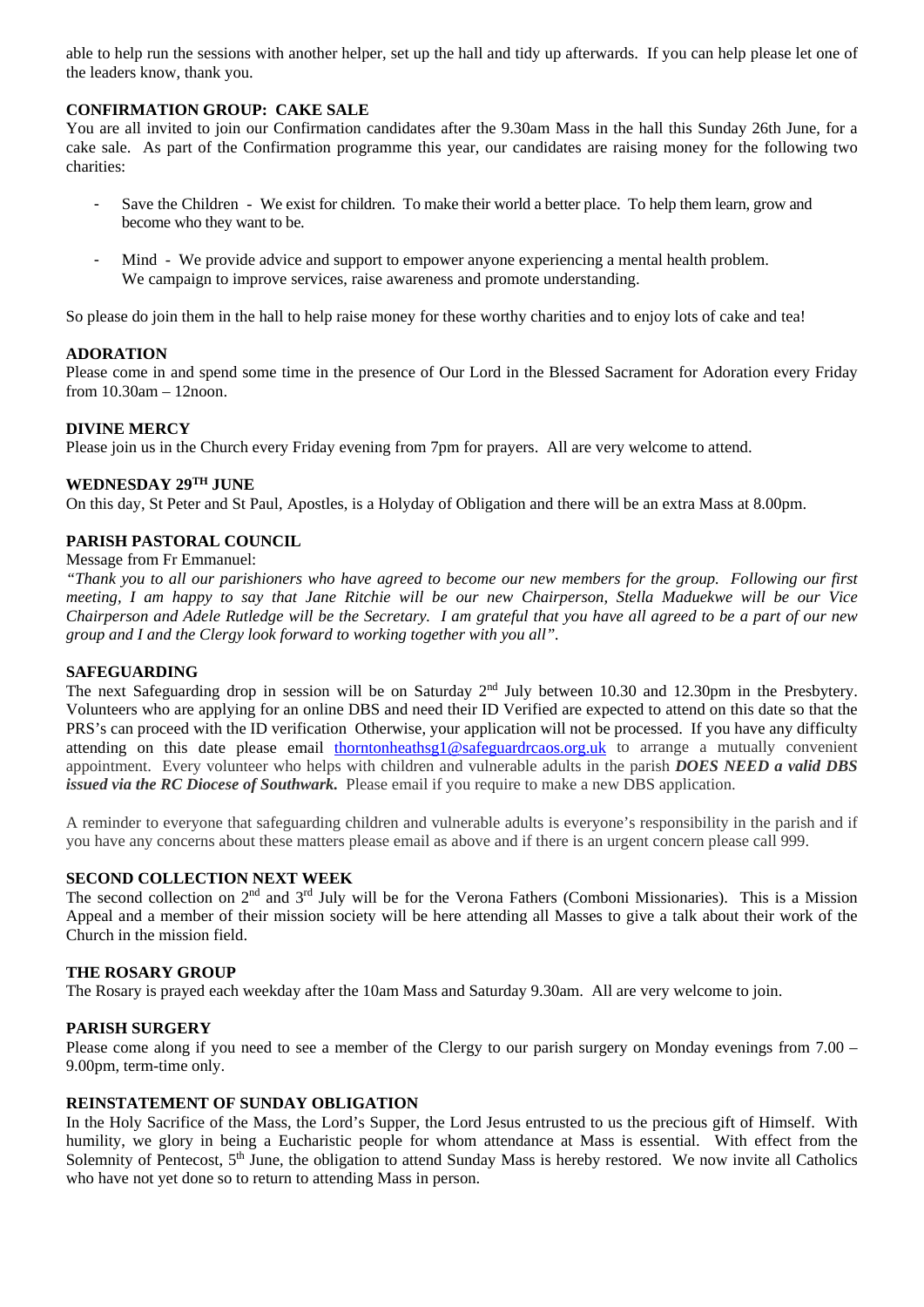able to help run the sessions with another helper, set up the hall and tidy up afterwards. If you can help please let one of the leaders know, thank you.

**CONFIRMATION GROUP: CAKE SALE**

You are all invited to join our Confirmation candidates after the 9.30am Mass in the hall this Sunday 26th June, for a cake sale. As part of the Confirmation programme this year, our candidates are raising money for the following two charities:

- Save the Children - We exist for children. To make their world a better place. To help them learn, grow and become who they want to be.
- Mind - We provide advice and support to empower anyone experiencing a mental health problem. We campaign to improve services, raise awareness and promote understanding.

So please do join them in the hall to help raise money for these worthy charities and to enjoy lots of cake and tea!

**ADORATION**

Please come in and spend some time in the presence of Our Lord in the Blessed Sacrament for Adoration every Friday from 10.30am – 12noon.

**DIVINE MERCY**

Please join us in the Church every Friday evening from 7pm for prayers. All are very welcome to attend.

**WEDNESDAY 29TH JUNE**

On this day, St Peter and St Paul, Apostles, is a Holyday of Obligation and there will be an extra Mass at 8.00pm.

**PARISH PASTORAL COUNCIL**

Message from Fr Emmanuel:

*"Thank you to all our parishioners who have agreed to become our new members for the group. Following our first meeting, I am happy to say that Jane Ritchie will be our new Chairperson, Stella Maduekwe will be our Vice Chairperson and Adele Rutledge will be the Secretary. I am grateful that you have all agreed to be a part of our new group and I and the Clergy look forward to working together with you all".*

**SAFEGUARDING**

The next Safeguarding drop in session will be on Saturday 2nd July between 10.30 and 12.30pm in the Presbytery. Volunteers who are applying for an online DBS and need their ID Verified are expected to attend on this date so that the PRS's can proceed with the ID verification Otherwise, your application will not be processed. If you have any difficulty attending on this date please email thorntonheathsg1@safeguardrcaos.org.uk to arrange a mutually convenient appointment. Every volunteer who helps with children and vulnerable adults in the parish ***DOES NEED a valid DBS issued via the RC Diocese of Southwark.*** Please email if you require to make a new DBS application.

A reminder to everyone that safeguarding children and vulnerable adults is everyone's responsibility in the parish and if you have any concerns about these matters please email as above and if there is an urgent concern please call 999.

**SECOND COLLECTION NEXT WEEK**

The second collection on 2nd and 3rd July will be for the Verona Fathers (Comboni Missionaries). This is a Mission Appeal and a member of their mission society will be here attending all Masses to give a talk about their work of the Church in the mission field.

**THE ROSARY GROUP**

The Rosary is prayed each weekday after the 10am Mass and Saturday 9.30am. All are very welcome to join.

**PARISH SURGERY**

Please come along if you need to see a member of the Clergy to our parish surgery on Monday evenings from 7.00 – 9.00pm, term-time only.

**REINSTATEMENT OF SUNDAY OBLIGATION**

In the Holy Sacrifice of the Mass, the Lord's Supper, the Lord Jesus entrusted to us the precious gift of Himself. With humility, we glory in being a Eucharistic people for whom attendance at Mass is essential. With effect from the Solemnity of Pentecost, 5th June, the obligation to attend Sunday Mass is hereby restored. We now invite all Catholics who have not yet done so to return to attending Mass in person.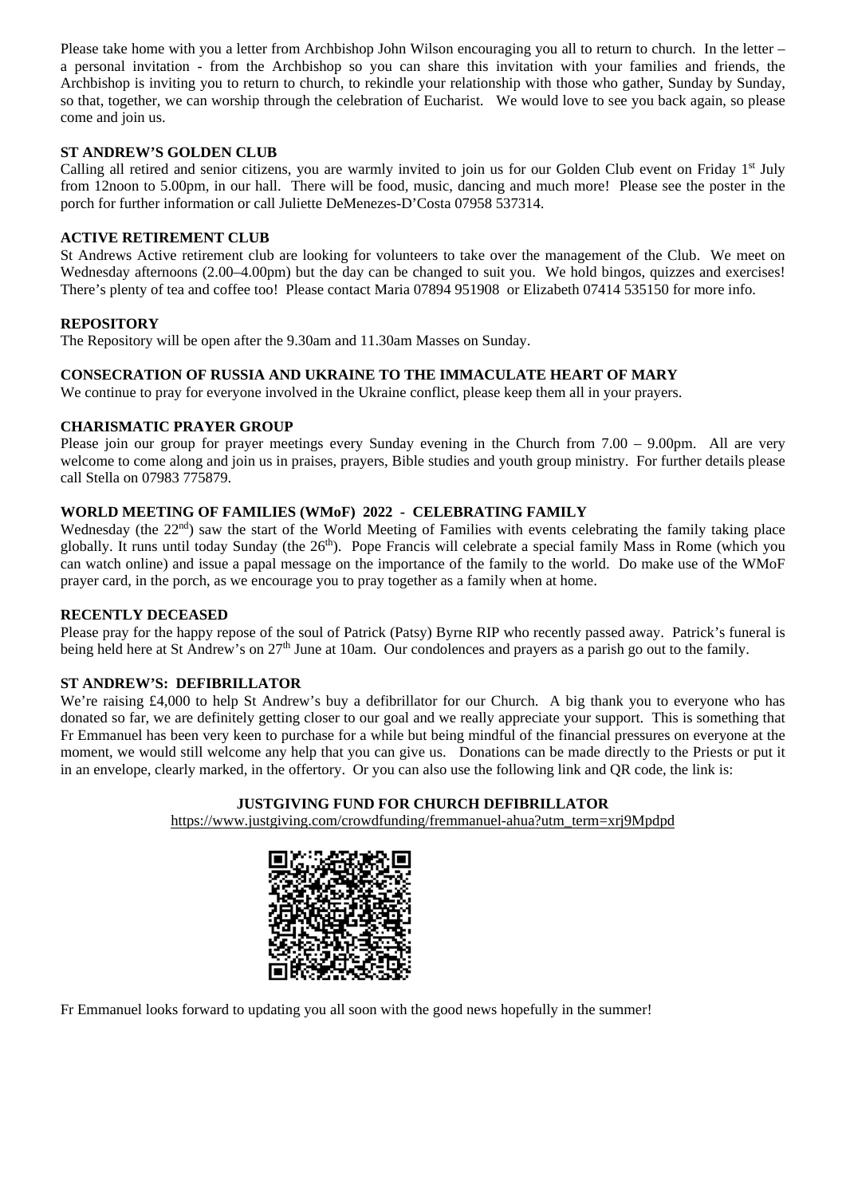Please take home with you a letter from Archbishop John Wilson encouraging you all to return to church. In the letter – a personal invitation - from the Archbishop so you can share this invitation with your families and friends, the Archbishop is inviting you to return to church, to rekindle your relationship with those who gather, Sunday by Sunday, so that, together, we can worship through the celebration of Eucharist. We would love to see you back again, so please come and join us.

**ST ANDREW'S GOLDEN CLUB**

Calling all retired and senior citizens, you are warmly invited to join us for our Golden Club event on Friday 1st July from 12noon to 5.00pm, in our hall. There will be food, music, dancing and much more! Please see the poster in the porch for further information or call Juliette DeMenezes-D'Costa 07958 537314.

**ACTIVE RETIREMENT CLUB**

St Andrews Active retirement club are looking for volunteers to take over the management of the Club. We meet on Wednesday afternoons (2.00–4.00pm) but the day can be changed to suit you. We hold bingos, quizzes and exercises! There's plenty of tea and coffee too! Please contact Maria 07894 951908 or Elizabeth 07414 535150 for more info.

**REPOSITORY**

The Repository will be open after the 9.30am and 11.30am Masses on Sunday.

**CONSECRATION OF RUSSIA AND UKRAINE TO THE IMMACULATE HEART OF MARY**

We continue to pray for everyone involved in the Ukraine conflict, please keep them all in your prayers.

**CHARISMATIC PRAYER GROUP**

Please join our group for prayer meetings every Sunday evening in the Church from 7.00 – 9.00pm. All are very welcome to come along and join us in praises, prayers, Bible studies and youth group ministry. For further details please call Stella on 07983 775879.

**WORLD MEETING OF FAMILIES (WMoF) 2022 - CELEBRATING FAMILY**

Wednesday (the 22nd) saw the start of the World Meeting of Families with events celebrating the family taking place globally. It runs until today Sunday (the 26th). Pope Francis will celebrate a special family Mass in Rome (which you can watch online) and issue a papal message on the importance of the family to the world. Do make use of the WMoF prayer card, in the porch, as we encourage you to pray together as a family when at home.

**RECENTLY DECEASED**

Please pray for the happy repose of the soul of Patrick (Patsy) Byrne RIP who recently passed away. Patrick's funeral is being held here at St Andrew's on 27th June at 10am. Our condolences and prayers as a parish go out to the family.

**ST ANDREW'S: DEFIBRILLATOR**

We're raising £4,000 to help St Andrew's buy a defibrillator for our Church. A big thank you to everyone who has donated so far, we are definitely getting closer to our goal and we really appreciate your support. This is something that Fr Emmanuel has been very keen to purchase for a while but being mindful of the financial pressures on everyone at the moment, we would still welcome any help that you can give us. Donations can be made directly to the Priests or put it in an envelope, clearly marked, in the offertory. Or you can also use the following link and QR code, the link is:

**JUSTGIVING FUND FOR CHURCH DEFIBRILLATOR**

https://www.justgiving.com/crowdfunding/fremmanuel-ahua?utm_term=xrj9Mpdpd

Fr Emmanuel looks forward to updating you all soon with the good news hopefully in the summer!